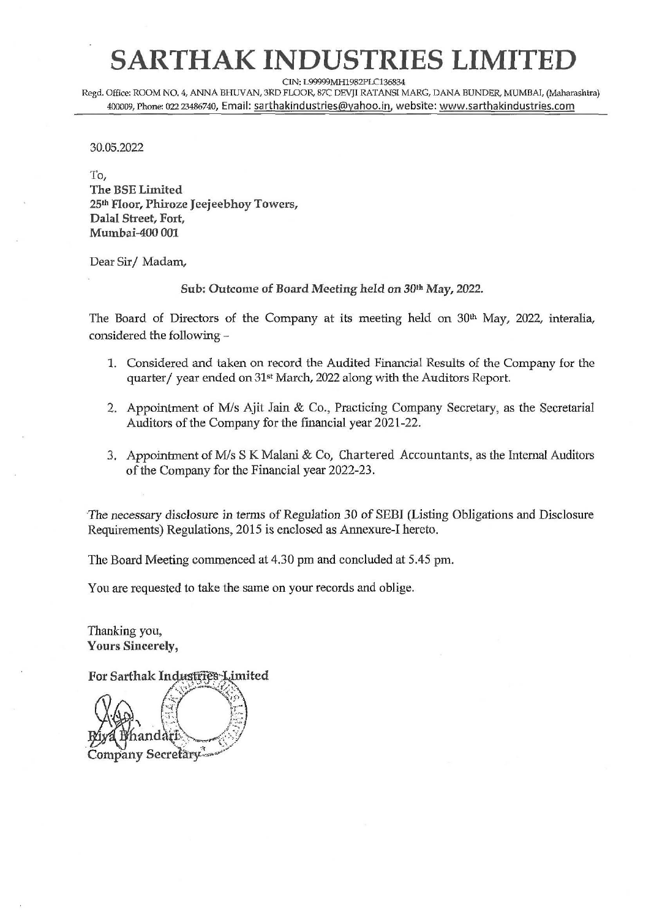# SARTHAK INDUSTRIES LIMITED

CIN: L99999MH1982PLC136834

Regd. Office: ROOM NO. 4, ANNA BHUVAN, 3RD FLOOR, 87C DEVJI RATANSI MARG, DANA BUNDER, MUMBAI, (Maharashtra) 400009, Phone: 022 23486740, Email: sarthakindustries@yahoo.in, website: www.sarthakindustries.com

30.05.2022

To,
**The BSE Limited**
**25th Floor, Phiroze Jeejeebhoy Towers,**
**Dalal Street, Fort,**
**Mumbai-400 001**

Dear Sir/ Madam,

**Sub: Outcome of Board Meeting held on 30th May, 2022.**

The Board of Directors of the Company at its meeting held on 30th May, 2022, interalia, considered the following –

1. Considered and taken on record the Audited Financial Results of the Company for the quarter/ year ended on 31st March, 2022 along with the Auditors Report.
2. Appointment of M/s Ajit Jain & Co., Practicing Company Secretary, as the Secretarial Auditors of the Company for the financial year 2021-22.
3. Appointment of M/s S K Malani & Co, Chartered Accountants, as the Internal Auditors of the Company for the Financial year 2022-23.

The necessary disclosure in terms of Regulation 30 of SEBI (Listing Obligations and Disclosure Requirements) Regulations, 2015 is enclosed as Annexure-I hereto.

The Board Meeting commenced at 4.30 pm and concluded at 5.45 pm.

You are requested to take the same on your records and oblige.

Thanking you,
**Yours Sincerely,**

**For Sarthak Industries Limited**

Riya Bhandari
Company Secretary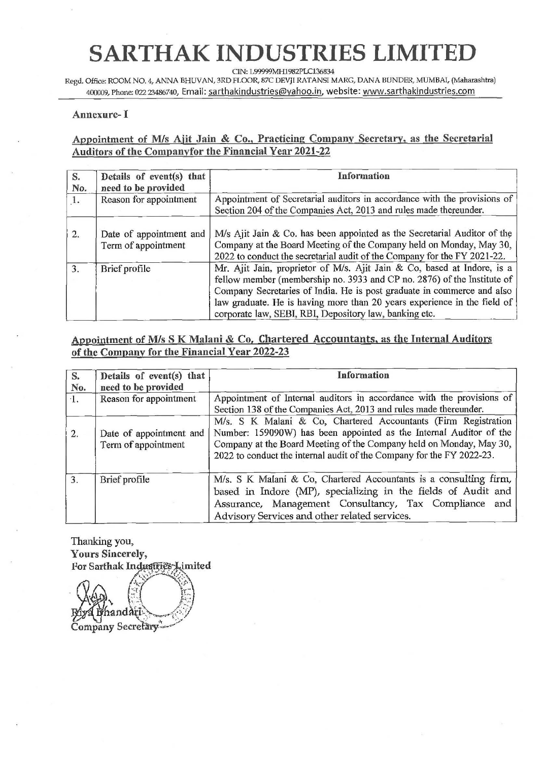# SARTHAK INDUSTRIES LIMITED

CIN: L99999MH1982PLC136834

Regd. Office: ROOM NO. 4, ANNA BHUVAN, 3RD FLOOR, 87C DEVJI RATANSI MARG, DANA BUNDER, MUMBAI, (Maharashtra) 400009, Phone: 022 23486740, Email: sarthakindustries@yahoo.in, website: www.sarthakindustries.com

**Annexure- I**

## Appointment of M/s Ajit Jain & Co., Practicing Company Secretary, as the Secretarial Auditors of the Companyfor the Financial Year 2021-22

| S. No. | Details of event(s) that need to be provided | Information |
|---|---|---|
| 1. | Reason for appointment | Appointment of Secretarial auditors in accordance with the provisions of Section 204 of the Companies Act, 2013 and rules made thereunder. |
| 2. | Date of appointment and Term of appointment | M/s Ajit Jain & Co. has been appointed as the Secretarial Auditor of the Company at the Board Meeting of the Company held on Monday, May 30, 2022 to conduct the secretarial audit of the Company for the FY 2021-22. |
| 3. | Brief profile | Mr. Ajit Jain, proprietor of M/s. Ajit Jain & Co, based at Indore, is a fellow member (membership no. 3933 and CP no. 2876) of the Institute of Company Secretaries of India. He is post graduate in commerce and also law graduate. He is having more than 20 years experience in the field of corporate law, SEBI, RBI, Depository law, banking etc. |

## Appointment of M/s S K Malani & Co, Chartered Accountants, as the Internal Auditors of the Company for the Financial Year 2022-23

| S. No. | Details of event(s) that need to be provided | Information |
|---|---|---|
| 1. | Reason for appointment | Appointment of Internal auditors in accordance with the provisions of Section 138 of the Companies Act, 2013 and rules made thereunder. |
| 2. | Date of appointment and Term of appointment | M/s. S K Malani & Co, Chartered Accountants (Firm Registration Number: 159090W) has been appointed as the Internal Auditor of the Company at the Board Meeting of the Company held on Monday, May 30, 2022 to conduct the internal audit of the Company for the FY 2022-23. |
| 3. | Brief profile | M/s. S K Malani & Co, Chartered Accountants is a consulting firm, based in Indore (MP), specializing in the fields of Audit and Assurance, Management Consultancy, Tax Compliance and Advisory Services and other related services. |

Thanking you,

**Yours Sincerely,**

For Sarthak Industries Limited

Riya Bhandari

Company Secretary